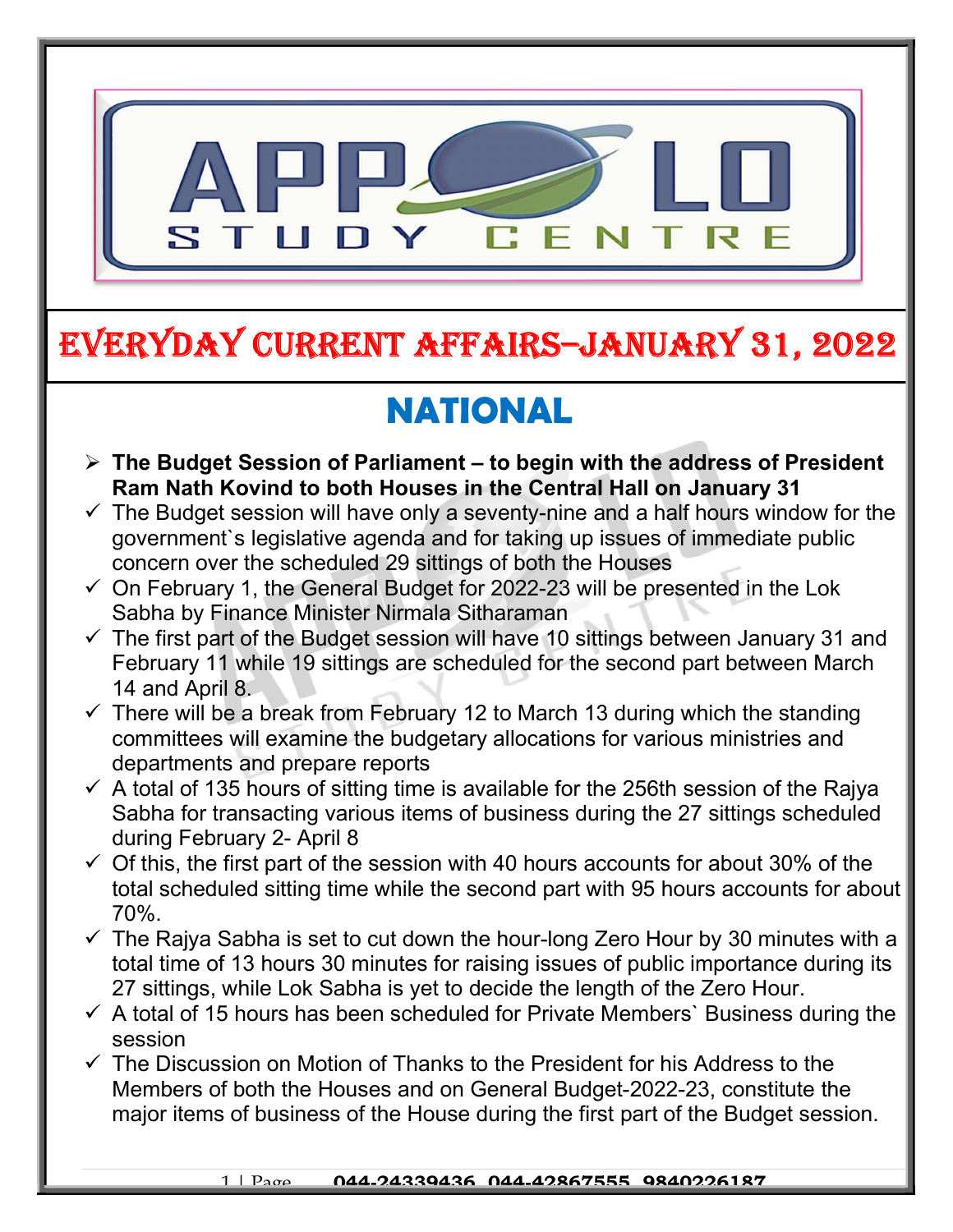# EVERYDAY CURRENT AFFAIRS–JANUARY 31, 2022

## NATIONAL

- **The Budget Session of Parliament – to begin with the address of President Ram Nath Kovind to both Houses in the Central Hall on January 31**
  - ✓ The Budget session will have only a seventy-nine and a half hours window for the government`s legislative agenda and for taking up issues of immediate public concern over the scheduled 29 sittings of both the Houses
  - ✓ On February 1, the General Budget for 2022-23 will be presented in the Lok Sabha by Finance Minister Nirmala Sitharaman
  - ✓ The first part of the Budget session will have 10 sittings between January 31 and February 11 while 19 sittings are scheduled for the second part between March 14 and April 8.
  - ✓ There will be a break from February 12 to March 13 during which the standing committees will examine the budgetary allocations for various ministries and departments and prepare reports
  - ✓ A total of 135 hours of sitting time is available for the 256th session of the Rajya Sabha for transacting various items of business during the 27 sittings scheduled during February 2- April 8
  - ✓ Of this, the first part of the session with 40 hours accounts for about 30% of the total scheduled sitting time while the second part with 95 hours accounts for about 70%.
  - ✓ The Rajya Sabha is set to cut down the hour-long Zero Hour by 30 minutes with a total time of 13 hours 30 minutes for raising issues of public importance during its 27 sittings, while Lok Sabha is yet to decide the length of the Zero Hour.
  - ✓ A total of 15 hours has been scheduled for Private Members` Business during the session
  - ✓ The Discussion on Motion of Thanks to the President for his Address to the Members of both the Houses and on General Budget-2022-23, constitute the major items of business of the House during the first part of the Budget session.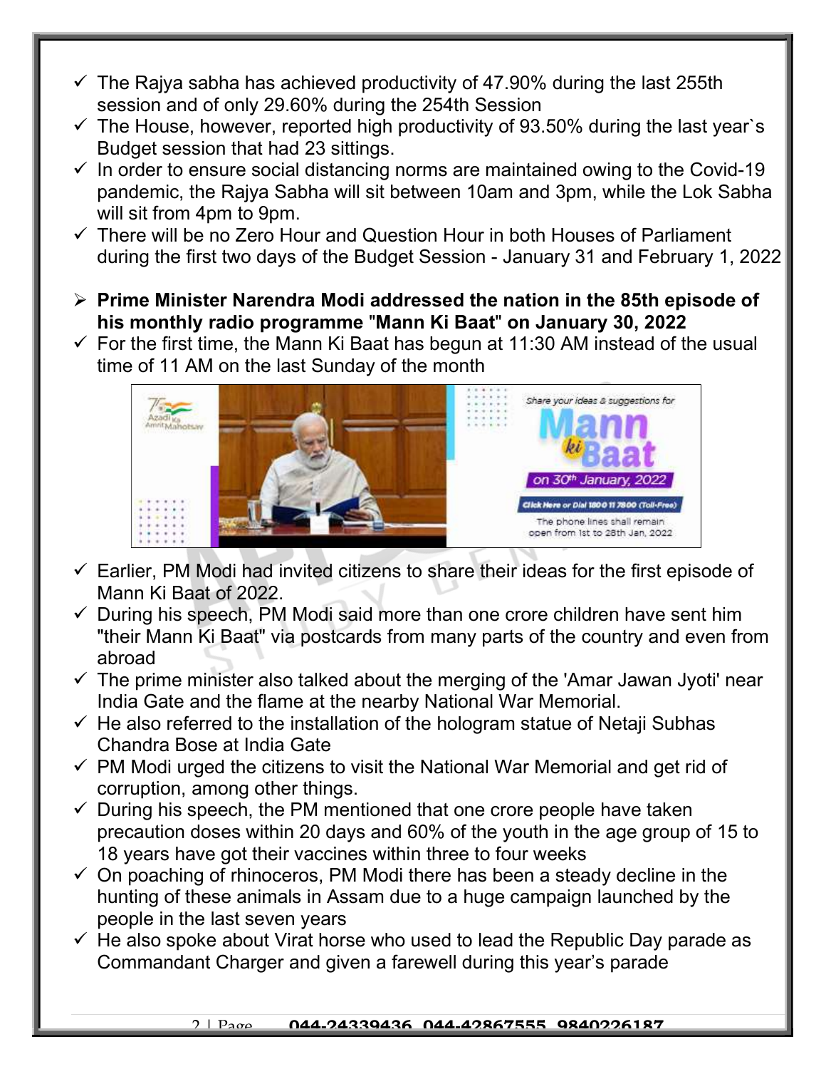- ✓ The Rajya sabha has achieved productivity of 47.90% during the last 255th session and of only 29.60% during the 254th Session
- ✓ The House, however, reported high productivity of 93.50% during the last year`s Budget session that had 23 sittings.
- ✓ In order to ensure social distancing norms are maintained owing to the Covid-19 pandemic, the Rajya Sabha will sit between 10am and 3pm, while the Lok Sabha will sit from 4pm to 9pm.
- ✓ There will be no Zero Hour and Question Hour in both Houses of Parliament during the first two days of the Budget Session - January 31 and February 1, 2022

- **Prime Minister Narendra Modi addressed the nation in the 85th episode of his monthly radio programme "Mann Ki Baat" on January 30, 2022**

- ✓ For the first time, the Mann Ki Baat has begun at 11:30 AM instead of the usual time of 11 AM on the last Sunday of the month
- ✓ Earlier, PM Modi had invited citizens to share their ideas for the first episode of Mann Ki Baat of 2022.
- ✓ During his speech, PM Modi said more than one crore children have sent him "their Mann Ki Baat" via postcards from many parts of the country and even from abroad
- ✓ The prime minister also talked about the merging of the 'Amar Jawan Jyoti' near India Gate and the flame at the nearby National War Memorial.
- ✓ He also referred to the installation of the hologram statue of Netaji Subhas Chandra Bose at India Gate
- ✓ PM Modi urged the citizens to visit the National War Memorial and get rid of corruption, among other things.
- ✓ During his speech, the PM mentioned that one crore people have taken precaution doses within 20 days and 60% of the youth in the age group of 15 to 18 years have got their vaccines within three to four weeks
- ✓ On poaching of rhinoceros, PM Modi there has been a steady decline in the hunting of these animals in Assam due to a huge campaign launched by the people in the last seven years
- ✓ He also spoke about Virat horse who used to lead the Republic Day parade as Commandant Charger and given a farewell during this year's parade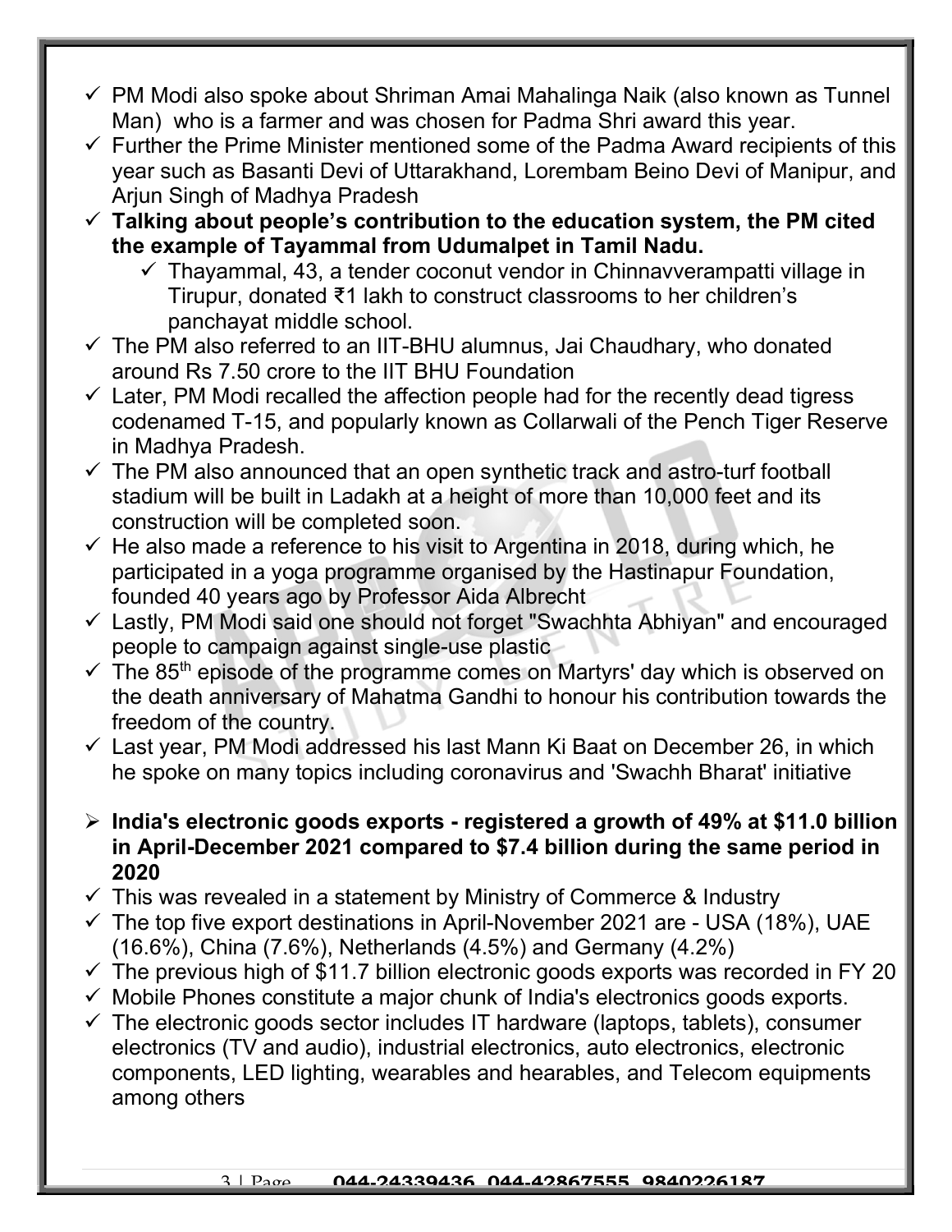- ✓ PM Modi also spoke about Shriman Amai Mahalinga Naik (also known as Tunnel Man) who is a farmer and was chosen for Padma Shri award this year.
- ✓ Further the Prime Minister mentioned some of the Padma Award recipients of this year such as Basanti Devi of Uttarakhand, Lorembam Beino Devi of Manipur, and Arjun Singh of Madhya Pradesh
- ✓ **Talking about people's contribution to the education system, the PM cited the example of Tayammal from Udumalpet in Tamil Nadu.**
    - ✓ Thayammal, 43, a tender coconut vendor in Chinnavverampatti village in Tirupur, donated ₹1 lakh to construct classrooms to her children's panchayat middle school.
- ✓ The PM also referred to an IIT-BHU alumnus, Jai Chaudhary, who donated around Rs 7.50 crore to the IIT BHU Foundation
- ✓ Later, PM Modi recalled the affection people had for the recently dead tigress codenamed T-15, and popularly known as Collarwali of the Pench Tiger Reserve in Madhya Pradesh.
- ✓ The PM also announced that an open synthetic track and astro-turf football stadium will be built in Ladakh at a height of more than 10,000 feet and its construction will be completed soon.
- ✓ He also made a reference to his visit to Argentina in 2018, during which, he participated in a yoga programme organised by the Hastinapur Foundation, founded 40 years ago by Professor Aida Albrecht
- ✓ Lastly, PM Modi said one should not forget "Swachhta Abhiyan" and encouraged people to campaign against single-use plastic
- ✓ The 85th episode of the programme comes on Martyrs' day which is observed on the death anniversary of Mahatma Gandhi to honour his contribution towards the freedom of the country.
- ✓ Last year, PM Modi addressed his last Mann Ki Baat on December 26, in which he spoke on many topics including coronavirus and 'Swachh Bharat' initiative

➢ **India's electronic goods exports - registered a growth of 49% at $11.0 billion in April-December 2021 compared to $7.4 billion during the same period in 2020**

- ✓ This was revealed in a statement by Ministry of Commerce & Industry
- ✓ The top five export destinations in April-November 2021 are - USA (18%), UAE (16.6%), China (7.6%), Netherlands (4.5%) and Germany (4.2%)
- ✓ The previous high of $11.7 billion electronic goods exports was recorded in FY 20
- ✓ Mobile Phones constitute a major chunk of India's electronics goods exports.
- ✓ The electronic goods sector includes IT hardware (laptops, tablets), consumer electronics (TV and audio), industrial electronics, auto electronics, electronic components, LED lighting, wearables and hearables, and Telecom equipments among others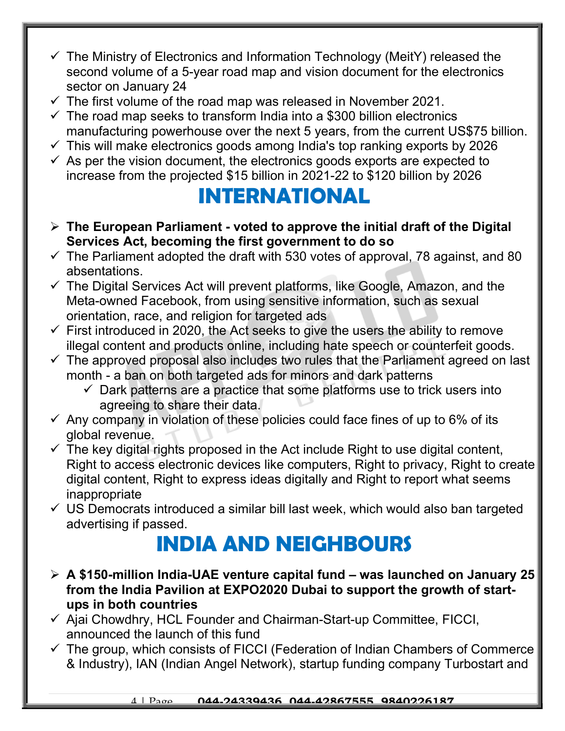- The Ministry of Electronics and Information Technology (MeitY) released the second volume of a 5-year road map and vision document for the electronics sector on January 24
- The first volume of the road map was released in November 2021.
- The road map seeks to transform India into a $300 billion electronics manufacturing powerhouse over the next 5 years, from the current US$75 billion.
- This will make electronics goods among India's top ranking exports by 2026
- As per the vision document, the electronics goods exports are expected to increase from the projected $15 billion in 2021-22 to $120 billion by 2026

# INTERNATIONAL

- **The European Parliament - voted to approve the initial draft of the Digital Services Act, becoming the first government to do so**
- The Parliament adopted the draft with 530 votes of approval, 78 against, and 80 absentations.
- The Digital Services Act will prevent platforms, like Google, Amazon, and the Meta-owned Facebook, from using sensitive information, such as sexual orientation, race, and religion for targeted ads
- First introduced in 2020, the Act seeks to give the users the ability to remove illegal content and products online, including hate speech or counterfeit goods.
- The approved proposal also includes two rules that the Parliament agreed on last month - a ban on both targeted ads for minors and dark patterns
  - Dark patterns are a practice that some platforms use to trick users into agreeing to share their data.
- Any company in violation of these policies could face fines of up to 6% of its global revenue.
- The key digital rights proposed in the Act include Right to use digital content, Right to access electronic devices like computers, Right to privacy, Right to create digital content, Right to express ideas digitally and Right to report what seems inappropriate
- US Democrats introduced a similar bill last week, which would also ban targeted advertising if passed.

# INDIA AND NEIGHBOURS

- **A $150-million India-UAE venture capital fund – was launched on January 25 from the India Pavilion at EXPO2020 Dubai to support the growth of start-ups in both countries**
- Ajai Chowdhry, HCL Founder and Chairman-Start-up Committee, FICCI, announced the launch of this fund
- The group, which consists of FICCI (Federation of Indian Chambers of Commerce & Industry), IAN (Indian Angel Network), startup funding company Turbostart and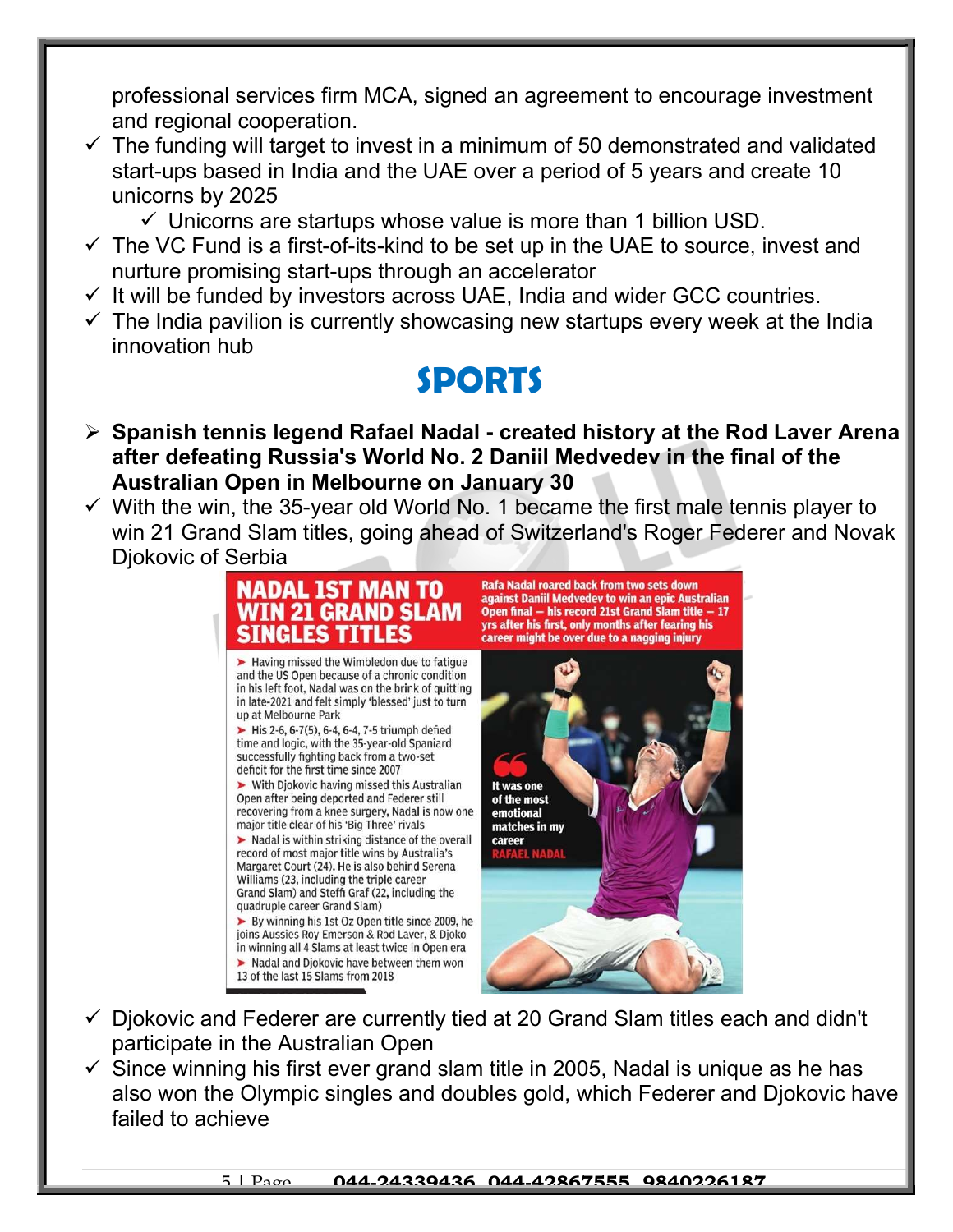professional services firm MCA, signed an agreement to encourage investment and regional cooperation.

- ✓ The funding will target to invest in a minimum of 50 demonstrated and validated start-ups based in India and the UAE over a period of 5 years and create 10 unicorns by 2025
  - ✓ Unicorns are startups whose value is more than 1 billion USD.
- ✓ The VC Fund is a first-of-its-kind to be set up in the UAE to source, invest and nurture promising start-ups through an accelerator
- ✓ It will be funded by investors across UAE, India and wider GCC countries.
- ✓ The India pavilion is currently showcasing new startups every week at the India innovation hub

# SPORTS

- ➢ **Spanish tennis legend Rafael Nadal - created history at the Rod Laver Arena after defeating Russia's World No. 2 Daniil Medvedev in the final of the Australian Open in Melbourne on January 30**
- ✓ With the win, the 35-year old World No. 1 became the first male tennis player to win 21 Grand Slam titles, going ahead of Switzerland's Roger Federer and Novak Djokovic of Serbia

**NADAL 1ST MAN TO WIN 21 GRAND SLAM SINGLES TITLES**

Rafa Nadal roared back from two sets down against Daniil Medvedev to win an epic Australian Open final – his record 21st Grand Slam title – 17 yrs after his first, only months after fearing his career might be over due to a nagging injury

- ➤ Having missed the Wimbledon due to fatigue and the US Open because of a chronic condition in his left foot, Nadal was on the brink of quitting in late-2021 and felt simply 'blessed' just to turn up at Melbourne Park
- ➤ His 2-6, 6-7(5), 6-4, 6-4, 7-5 triumph defied time and logic, with the 35-year-old Spaniard successfully fighting back from a two-set deficit for the first time since 2007
- ➤ With Djokovic having missed this Australian Open after being deported and Federer still recovering from a knee surgery, Nadal is now one major title clear of his 'Big Three' rivals
- ➤ Nadal is within striking distance of the overall record of most major title wins by Australia's Margaret Court (24). He is also behind Serena Williams (23, including the triple career Grand Slam) and Steffi Graf (22, including the quadruple career Grand Slam)
- ➤ By winning his 1st Oz Open title since 2009, he joins Aussies Roy Emerson & Rod Laver, & Djoko in winning all 4 Slams at least twice in Open era
- ➤ Nadal and Djokovic have between them won 13 of the last 15 Slams from 2018

"It was one of the most emotional matches in my career" – RAFAEL NADAL

- ✓ Djokovic and Federer are currently tied at 20 Grand Slam titles each and didn't participate in the Australian Open
- ✓ Since winning his first ever grand slam title in 2005, Nadal is unique as he has also won the Olympic singles and doubles gold, which Federer and Djokovic have failed to achieve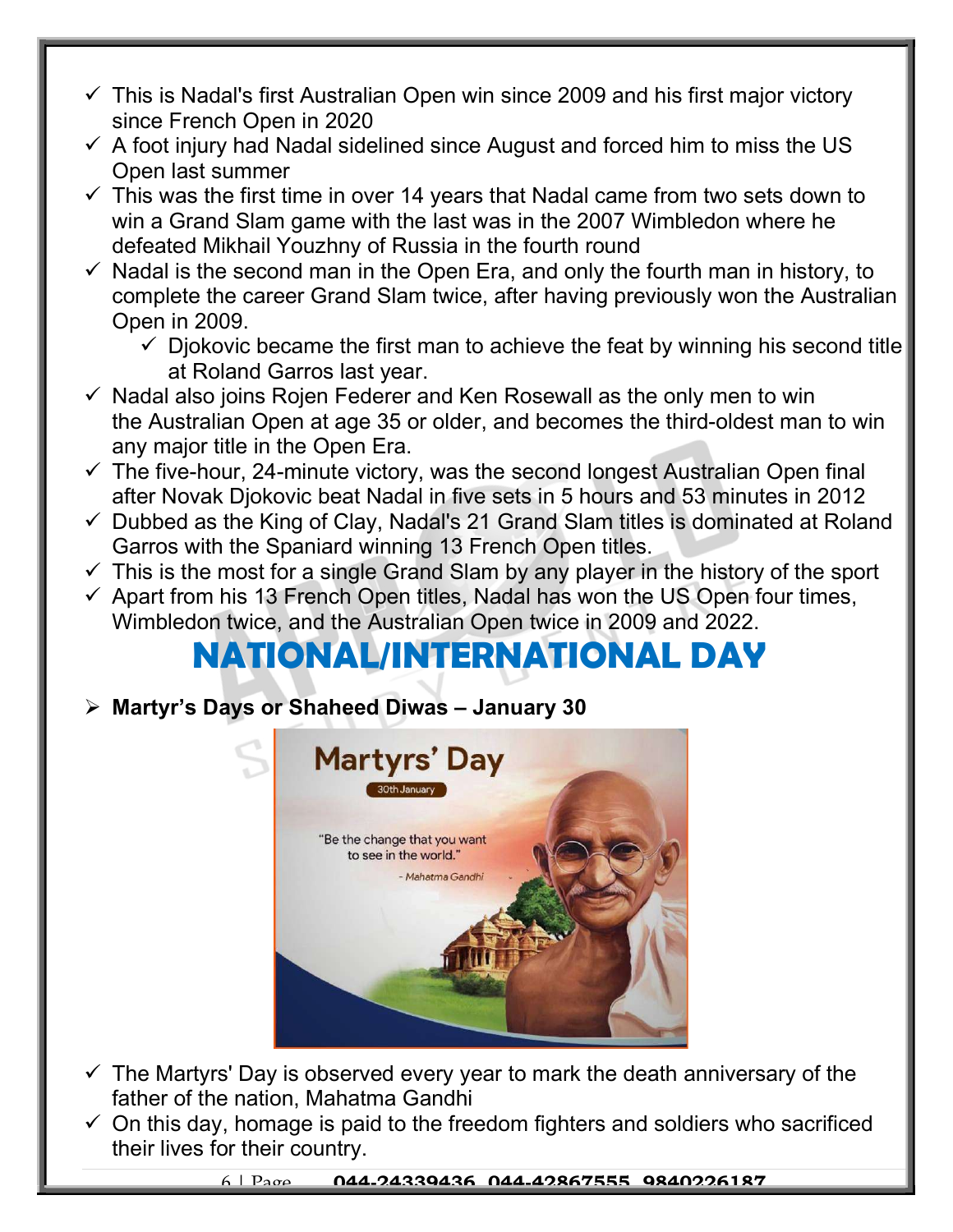- This is Nadal's first Australian Open win since 2009 and his first major victory since French Open in 2020
- A foot injury had Nadal sidelined since August and forced him to miss the US Open last summer
- This was the first time in over 14 years that Nadal came from two sets down to win a Grand Slam game with the last was in the 2007 Wimbledon where he defeated Mikhail Youzhny of Russia in the fourth round
- Nadal is the second man in the Open Era, and only the fourth man in history, to complete the career Grand Slam twice, after having previously won the Australian Open in 2009.
  - Djokovic became the first man to achieve the feat by winning his second title at Roland Garros last year.
- Nadal also joins Rojen Federer and Ken Rosewall as the only men to win the Australian Open at age 35 or older, and becomes the third-oldest man to win any major title in the Open Era.
- The five-hour, 24-minute victory, was the second longest Australian Open final after Novak Djokovic beat Nadal in five sets in 5 hours and 53 minutes in 2012
- Dubbed as the King of Clay, Nadal's 21 Grand Slam titles is dominated at Roland Garros with the Spaniard winning 13 French Open titles.
- This is the most for a single Grand Slam by any player in the history of the sport
- Apart from his 13 French Open titles, Nadal has won the US Open four times, Wimbledon twice, and the Australian Open twice in 2009 and 2022.

# NATIONAL/INTERNATIONAL DAY

- **Martyr's Days or Shaheed Diwas – January 30**

- The Martyrs' Day is observed every year to mark the death anniversary of the father of the nation, Mahatma Gandhi
- On this day, homage is paid to the freedom fighters and soldiers who sacrificed their lives for their country.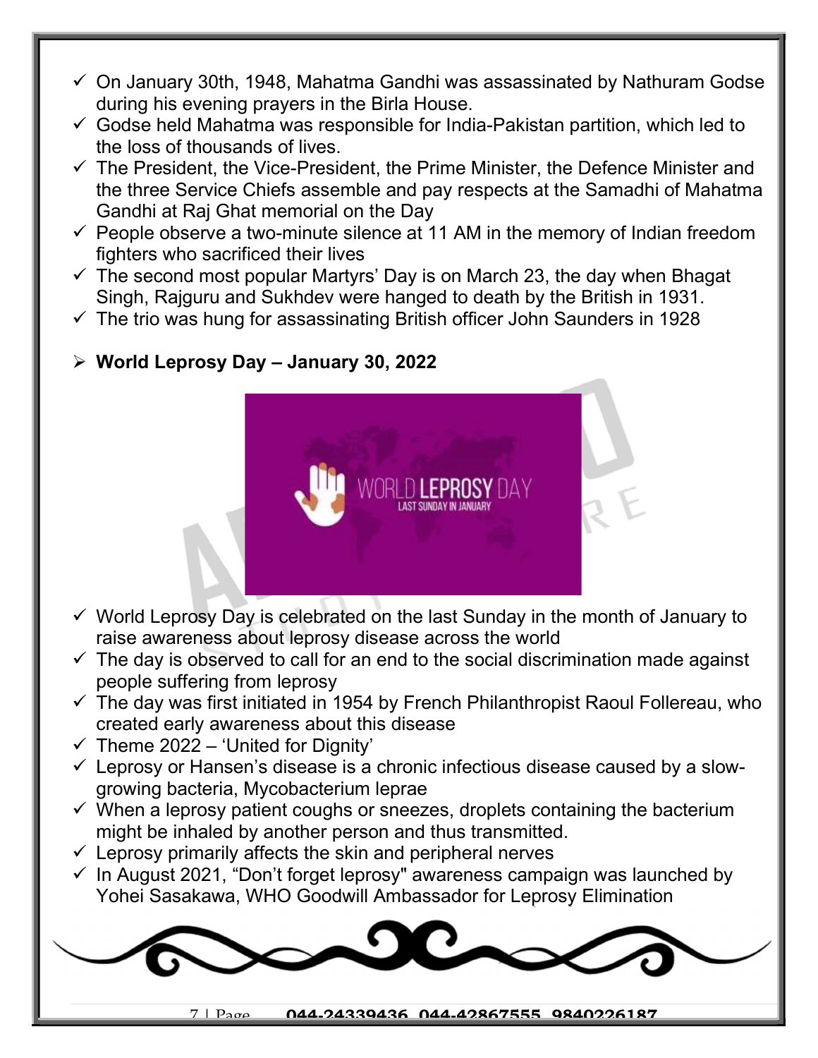- On January 30th, 1948, Mahatma Gandhi was assassinated by Nathuram Godse during his evening prayers in the Birla House.
- Godse held Mahatma was responsible for India-Pakistan partition, which led to the loss of thousands of lives.
- The President, the Vice-President, the Prime Minister, the Defence Minister and the three Service Chiefs assemble and pay respects at the Samadhi of Mahatma Gandhi at Raj Ghat memorial on the Day
- People observe a two-minute silence at 11 AM in the memory of Indian freedom fighters who sacrificed their lives
- The second most popular Martyrs' Day is on March 23, the day when Bhagat Singh, Rajguru and Sukhdev were hanged to death by the British in 1931.
- The trio was hung for assassinating British officer John Saunders in 1928

## World Leprosy Day – January 30, 2022

- World Leprosy Day is celebrated on the last Sunday in the month of January to raise awareness about leprosy disease across the world
- The day is observed to call for an end to the social discrimination made against people suffering from leprosy
- The day was first initiated in 1954 by French Philanthropist Raoul Follereau, who created early awareness about this disease
- Theme 2022 – 'United for Dignity'
- Leprosy or Hansen's disease is a chronic infectious disease caused by a slow-growing bacteria, Mycobacterium leprae
- When a leprosy patient coughs or sneezes, droplets containing the bacterium might be inhaled by another person and thus transmitted.
- Leprosy primarily affects the skin and peripheral nerves
- In August 2021, "Don't forget leprosy" awareness campaign was launched by Yohei Sasakawa, WHO Goodwill Ambassador for Leprosy Elimination